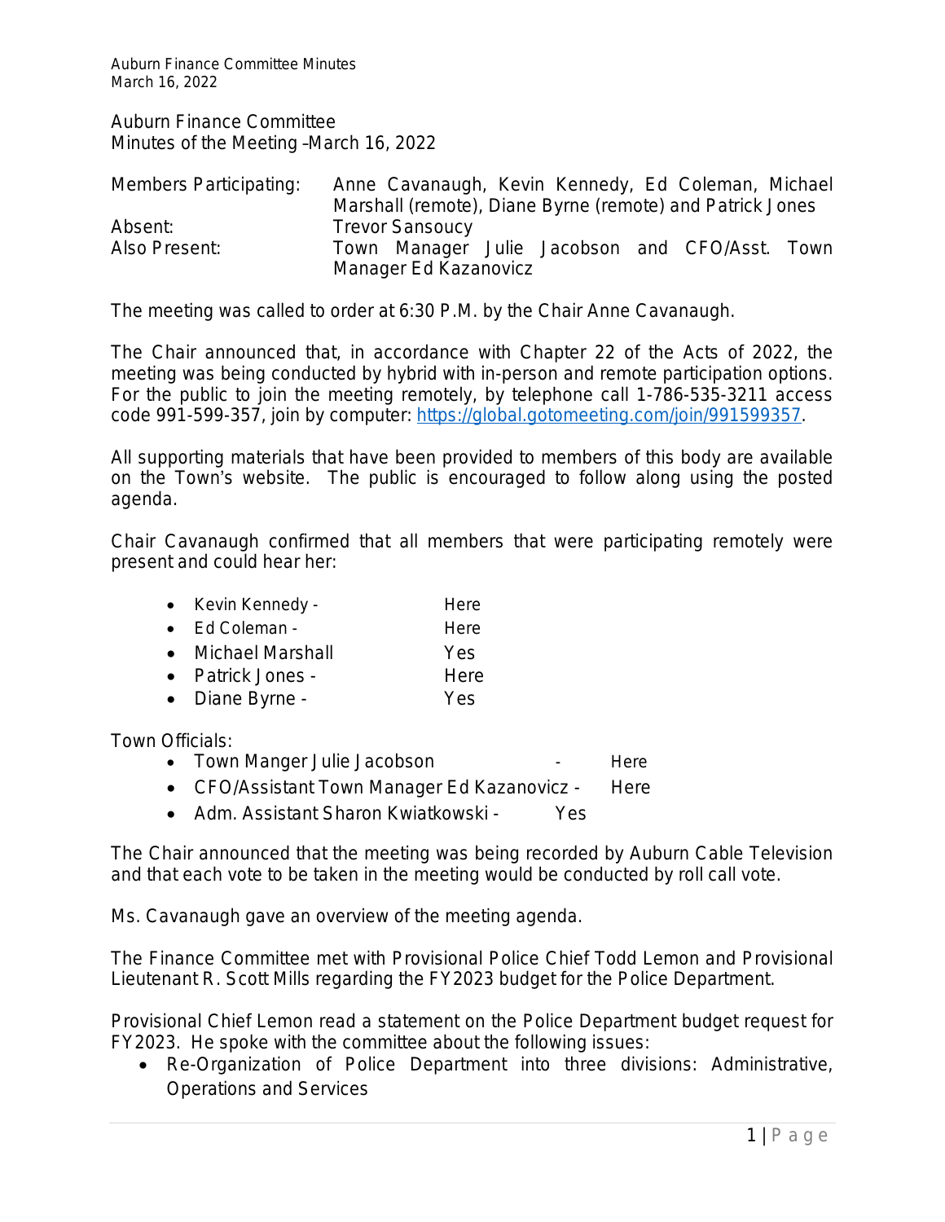Auburn Finance Committee
Minutes of the Meeting –March 16, 2022

| | |
|---|---|
| Members Participating: | Anne Cavanaugh, Kevin Kennedy, Ed Coleman, Michael Marshall (remote), Diane Byrne (remote) and Patrick Jones |
| Absent: | Trevor Sansoucy |
| Also Present: | Town Manager Julie Jacobson and CFO/Asst. Town Manager Ed Kazanovicz |

The meeting was called to order at 6:30 P.M. by the Chair Anne Cavanaugh.

The Chair announced that, in accordance with Chapter 22 of the Acts of 2022, the meeting was being conducted by hybrid with in-person and remote participation options. For the public to join the meeting remotely, by telephone call 1-786-535-3211 access code 991-599-357, join by computer: https://global.gotomeeting.com/join/991599357.

All supporting materials that have been provided to members of this body are available on the Town's website. The public is encouraged to follow along using the posted agenda.

Chair Cavanaugh confirmed that all members that were participating remotely were present and could hear her:

- Kevin Kennedy - Here
- Ed Coleman - Here
- Michael Marshall Yes
- Patrick Jones - Here
- Diane Byrne - Yes

Town Officials:

- Town Manger Julie Jacobson - Here
- CFO/Assistant Town Manager Ed Kazanovicz - Here
- Adm. Assistant Sharon Kwiatkowski - Yes

The Chair announced that the meeting was being recorded by Auburn Cable Television and that each vote to be taken in the meeting would be conducted by roll call vote.

Ms. Cavanaugh gave an overview of the meeting agenda.

The Finance Committee met with Provisional Police Chief Todd Lemon and Provisional Lieutenant R. Scott Mills regarding the FY2023 budget for the Police Department.

Provisional Chief Lemon read a statement on the Police Department budget request for FY2023. He spoke with the committee about the following issues:

- Re-Organization of Police Department into three divisions: Administrative, Operations and Services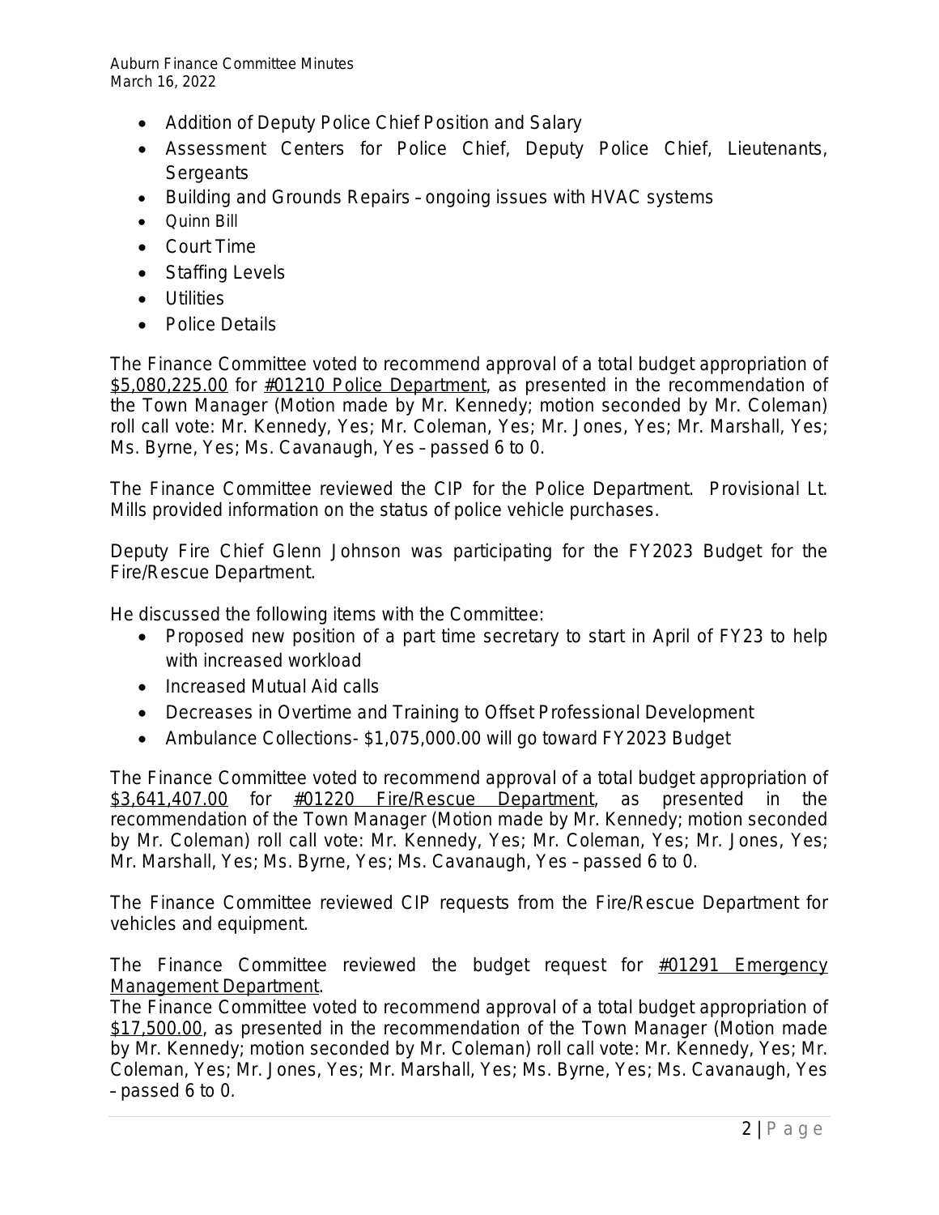- Addition of Deputy Police Chief Position and Salary
- Assessment Centers for Police Chief, Deputy Police Chief, Lieutenants, Sergeants
- Building and Grounds Repairs – ongoing issues with HVAC systems
- Quinn Bill
- Court Time
- Staffing Levels
- Utilities
- Police Details

The Finance Committee voted to recommend approval of a total budget appropriation of $5,080,225.00 for #01210 Police Department, as presented in the recommendation of the Town Manager (Motion made by Mr. Kennedy; motion seconded by Mr. Coleman) roll call vote: Mr. Kennedy, Yes; Mr. Coleman, Yes; Mr. Jones, Yes; Mr. Marshall, Yes; Ms. Byrne, Yes; Ms. Cavanaugh, Yes – passed 6 to 0.

The Finance Committee reviewed the CIP for the Police Department. Provisional Lt. Mills provided information on the status of police vehicle purchases.

Deputy Fire Chief Glenn Johnson was participating for the FY2023 Budget for the Fire/Rescue Department.

He discussed the following items with the Committee:

- Proposed new position of a part time secretary to start in April of FY23 to help with increased workload
- Increased Mutual Aid calls
- Decreases in Overtime and Training to Offset Professional Development
- Ambulance Collections- $1,075,000.00 will go toward FY2023 Budget

The Finance Committee voted to recommend approval of a total budget appropriation of $3,641,407.00 for #01220 Fire/Rescue Department, as presented in the recommendation of the Town Manager (Motion made by Mr. Kennedy; motion seconded by Mr. Coleman) roll call vote: Mr. Kennedy, Yes; Mr. Coleman, Yes; Mr. Jones, Yes; Mr. Marshall, Yes; Ms. Byrne, Yes; Ms. Cavanaugh, Yes – passed 6 to 0.

The Finance Committee reviewed CIP requests from the Fire/Rescue Department for vehicles and equipment.

The Finance Committee reviewed the budget request for #01291 Emergency Management Department.

The Finance Committee voted to recommend approval of a total budget appropriation of $17,500.00, as presented in the recommendation of the Town Manager (Motion made by Mr. Kennedy; motion seconded by Mr. Coleman) roll call vote: Mr. Kennedy, Yes; Mr. Coleman, Yes; Mr. Jones, Yes; Mr. Marshall, Yes; Ms. Byrne, Yes; Ms. Cavanaugh, Yes – passed 6 to 0.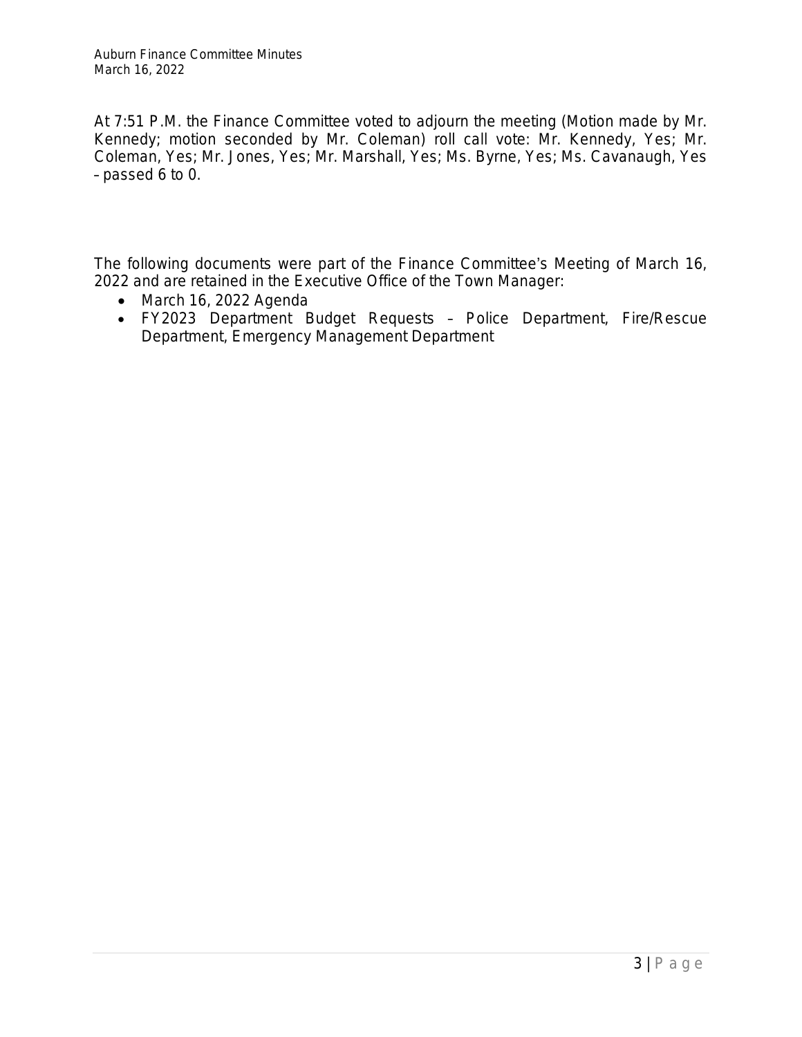At 7:51 P.M. the Finance Committee voted to adjourn the meeting (Motion made by Mr. Kennedy; motion seconded by Mr. Coleman) roll call vote: Mr. Kennedy, Yes; Mr. Coleman, Yes; Mr. Jones, Yes; Mr. Marshall, Yes; Ms. Byrne, Yes; Ms. Cavanaugh, Yes – passed 6 to 0.

The following documents were part of the Finance Committee's Meeting of March 16, 2022 and are retained in the Executive Office of the Town Manager:

- March 16, 2022 Agenda
- FY2023 Department Budget Requests – Police Department, Fire/Rescue Department, Emergency Management Department